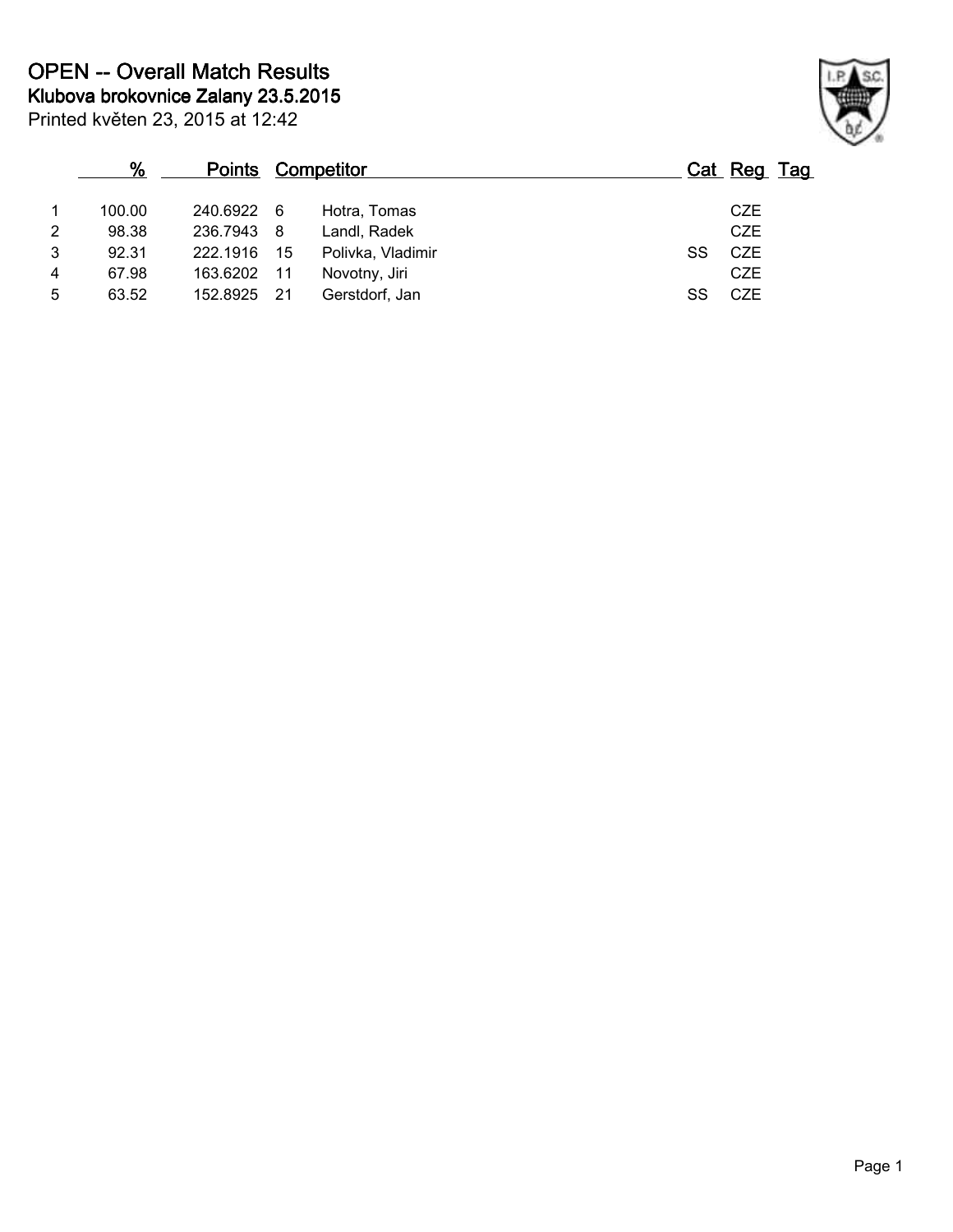# OPEN -- Overall Match Results

## Klubova brokovnice Zalany 23.5.2015

Printed květen 23, 2015 at 12:42

| | % | Points | | Competitor | Cat | Reg | Tag |
|---|---|---|---|---|---|---|---|
| 1 | 100.00 | 240.6922 | 6 | Hotra, Tomas | | CZE | |
| 2 | 98.38 | 236.7943 | 8 | Landl, Radek | | CZE | |
| 3 | 92.31 | 222.1916 | 15 | Polivka, Vladimir | SS | CZE | |
| 4 | 67.98 | 163.6202 | 11 | Novotny, Jiri | | CZE | |
| 5 | 63.52 | 152.8925 | 21 | Gerstdorf, Jan | SS | CZE | |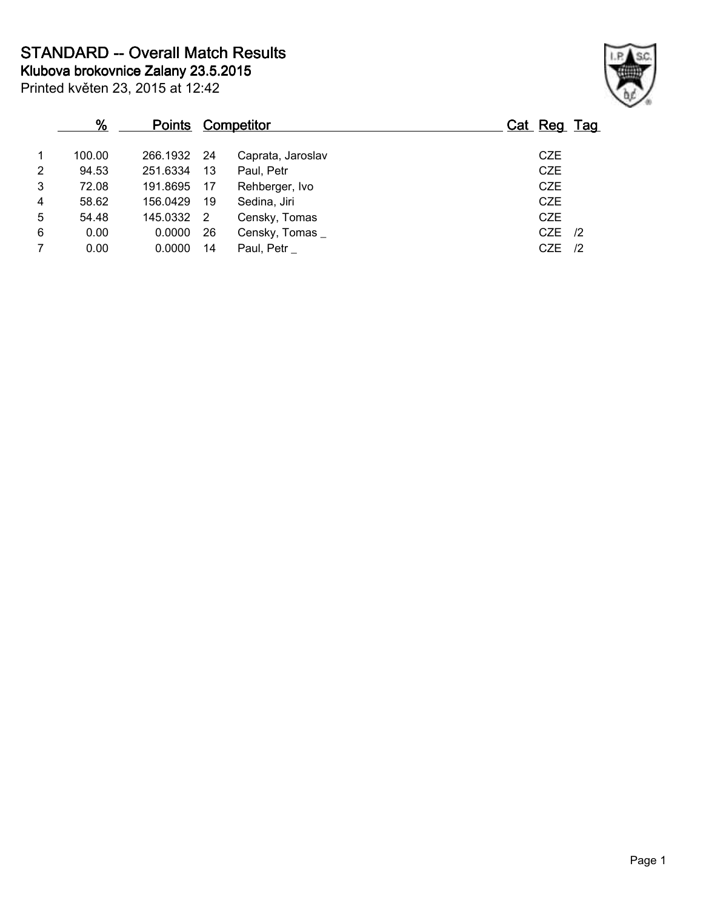# STANDARD -- Overall Match Results

## Klubova brokovnice Zalany 23.5.2015

Printed květen 23, 2015 at 12:42

| | % | Points | Competitor | | Cat | Reg | Tag |
|---|---|---|---|---|---|---|---|
| 1 | 100.00 | 266.1932 | 24 | Caprata, Jaroslav | | CZE | |
| 2 | 94.53 | 251.6334 | 13 | Paul, Petr | | CZE | |
| 3 | 72.08 | 191.8695 | 17 | Rehberger, Ivo | | CZE | |
| 4 | 58.62 | 156.0429 | 19 | Sedina, Jiri | | CZE | |
| 5 | 54.48 | 145.0332 | 2 | Censky, Tomas | | CZE | |
| 6 | 0.00 | 0.0000 | 26 | Censky, Tomas _ | | CZE | /2 |
| 7 | 0.00 | 0.0000 | 14 | Paul, Petr _ | | CZE | /2 |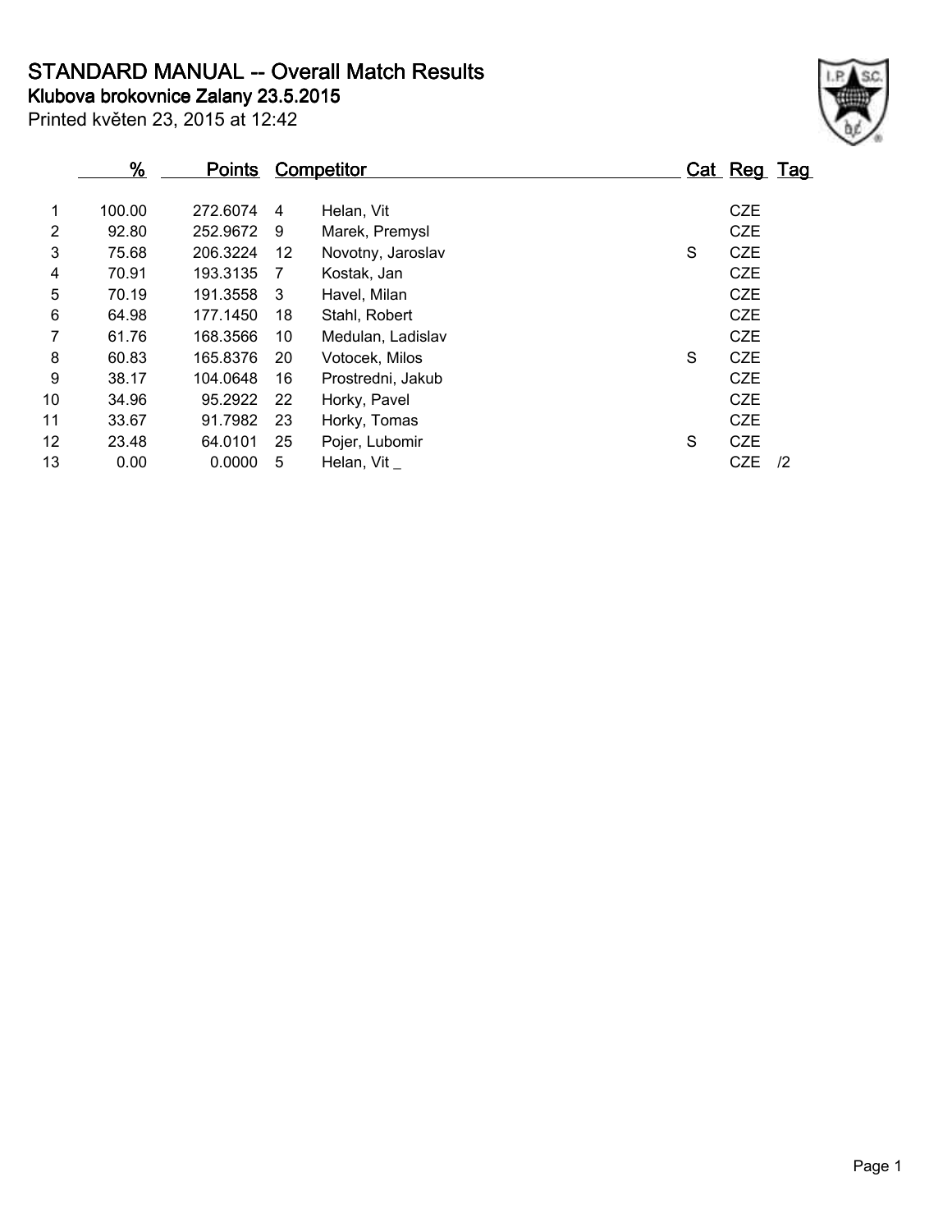# STANDARD MANUAL -- Overall Match Results

## Klubova brokovnice Zalany 23.5.2015

Printed květen 23, 2015 at 12:42

| | % | Points | Competitor | | Cat | Reg | Tag |
|---|---|---|---|---|---|---|---|
| 1 | 100.00 | 272.6074 | 4 | Helan, Vit | | CZE | |
| 2 | 92.80 | 252.9672 | 9 | Marek, Premysl | | CZE | |
| 3 | 75.68 | 206.3224 | 12 | Novotny, Jaroslav | S | CZE | |
| 4 | 70.91 | 193.3135 | 7 | Kostak, Jan | | CZE | |
| 5 | 70.19 | 191.3558 | 3 | Havel, Milan | | CZE | |
| 6 | 64.98 | 177.1450 | 18 | Stahl, Robert | | CZE | |
| 7 | 61.76 | 168.3566 | 10 | Medulan, Ladislav | | CZE | |
| 8 | 60.83 | 165.8376 | 20 | Votocek, Milos | S | CZE | |
| 9 | 38.17 | 104.0648 | 16 | Prostredni, Jakub | | CZE | |
| 10 | 34.96 | 95.2922 | 22 | Horky, Pavel | | CZE | |
| 11 | 33.67 | 91.7982 | 23 | Horky, Tomas | | CZE | |
| 12 | 23.48 | 64.0101 | 25 | Pojer, Lubomir | S | CZE | |
| 13 | 0.00 | 0.0000 | 5 | Helan, Vit _ | | CZE | /2 |